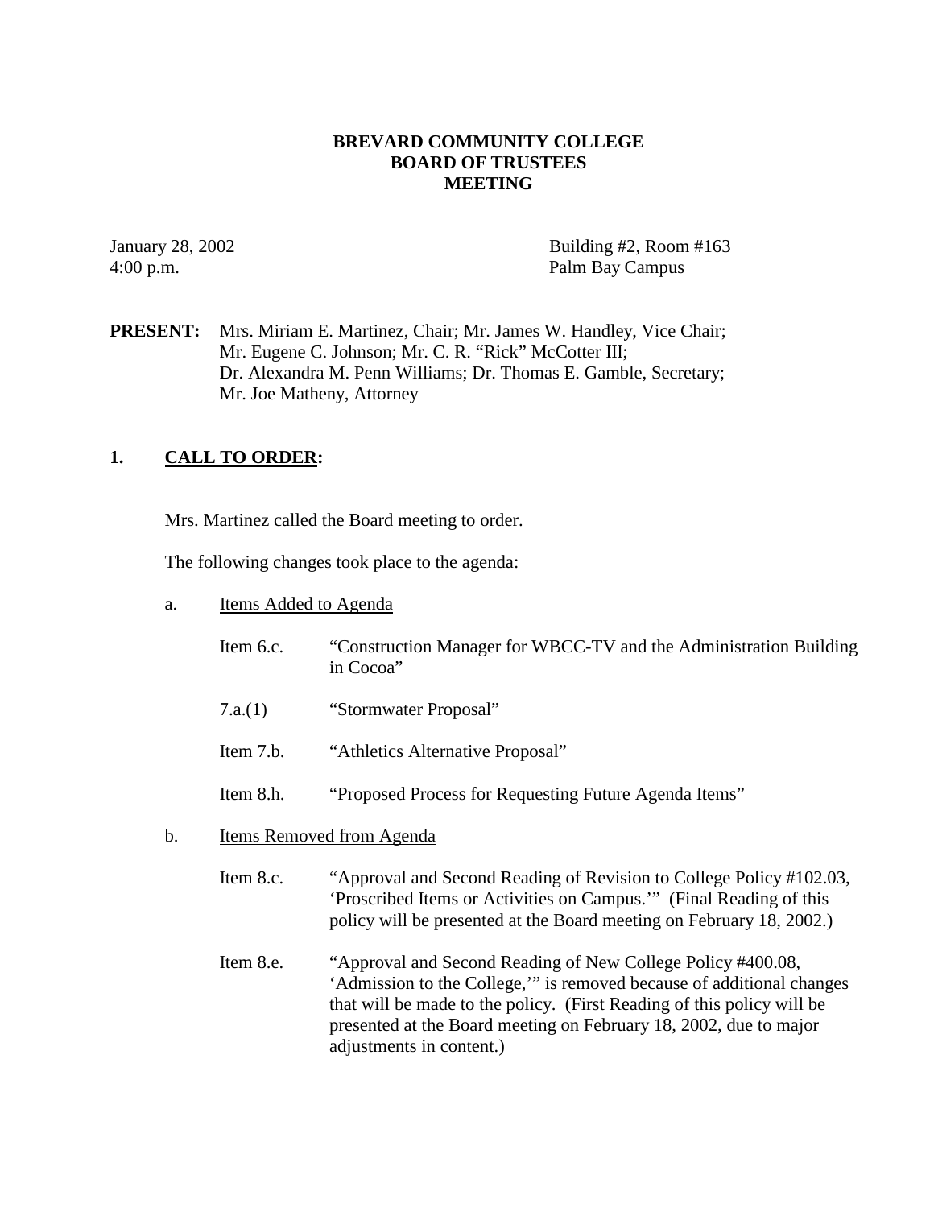# BREVARD COMMUNITY COLLEGE
## BOARD OF TRUSTEES
## MEETING

January 28, 2002
4:00 p.m.

Building #2, Room #163
Palm Bay Campus

**PRESENT:** Mrs. Miriam E. Martinez, Chair; Mr. James W. Handley, Vice Chair; Mr. Eugene C. Johnson; Mr. C. R. "Rick" McCotter III; Dr. Alexandra M. Penn Williams; Dr. Thomas E. Gamble, Secretary; Mr. Joe Matheny, Attorney

## 1. CALL TO ORDER:

Mrs. Martinez called the Board meeting to order.

The following changes took place to the agenda:

a. Items Added to Agenda

- Item 6.c. "Construction Manager for WBCC-TV and the Administration Building in Cocoa"
- 7.a.(1) "Stormwater Proposal"
- Item 7.b. "Athletics Alternative Proposal"
- Item 8.h. "Proposed Process for Requesting Future Agenda Items"

b. Items Removed from Agenda

- Item 8.c. "Approval and Second Reading of Revision to College Policy #102.03, 'Proscribed Items or Activities on Campus.'" (Final Reading of this policy will be presented at the Board meeting on February 18, 2002.)
- Item 8.e. "Approval and Second Reading of New College Policy #400.08, 'Admission to the College,'" is removed because of additional changes that will be made to the policy. (First Reading of this policy will be presented at the Board meeting on February 18, 2002, due to major adjustments in content.)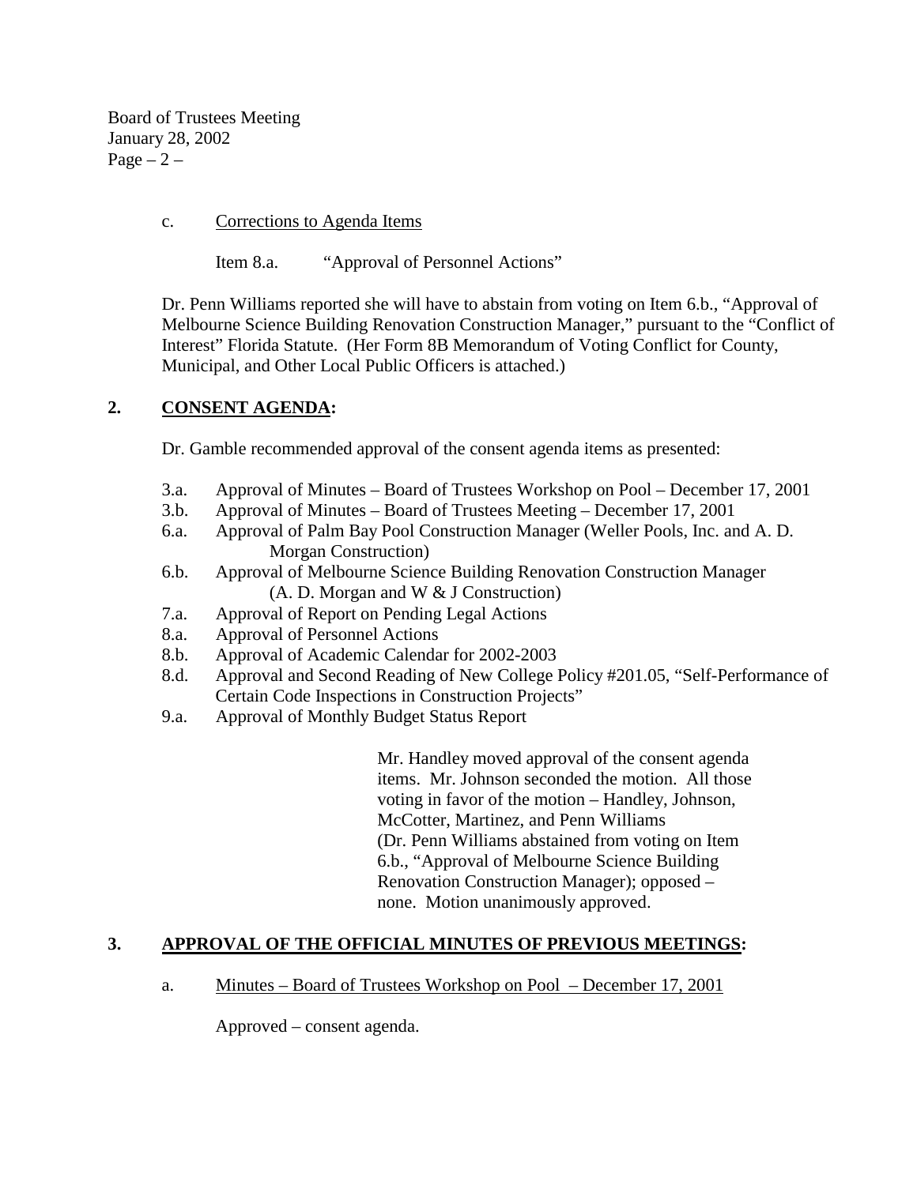c. Corrections to Agenda Items

Item 8.a. "Approval of Personnel Actions"

Dr. Penn Williams reported she will have to abstain from voting on Item 6.b., "Approval of Melbourne Science Building Renovation Construction Manager," pursuant to the "Conflict of Interest" Florida Statute. (Her Form 8B Memorandum of Voting Conflict for County, Municipal, and Other Local Public Officers is attached.)

## 2. CONSENT AGENDA:

Dr. Gamble recommended approval of the consent agenda items as presented:

- 3.a. Approval of Minutes – Board of Trustees Workshop on Pool – December 17, 2001
- 3.b. Approval of Minutes – Board of Trustees Meeting – December 17, 2001
- 6.a. Approval of Palm Bay Pool Construction Manager (Weller Pools, Inc. and A. D. Morgan Construction)
- 6.b. Approval of Melbourne Science Building Renovation Construction Manager (A. D. Morgan and W & J Construction)
- 7.a. Approval of Report on Pending Legal Actions
- 8.a. Approval of Personnel Actions
- 8.b. Approval of Academic Calendar for 2002-2003
- 8.d. Approval and Second Reading of New College Policy #201.05, "Self-Performance of Certain Code Inspections in Construction Projects"
- 9.a. Approval of Monthly Budget Status Report

Mr. Handley moved approval of the consent agenda items. Mr. Johnson seconded the motion. All those voting in favor of the motion – Handley, Johnson, McCotter, Martinez, and Penn Williams (Dr. Penn Williams abstained from voting on Item 6.b., "Approval of Melbourne Science Building Renovation Construction Manager); opposed – none. Motion unanimously approved.

## 3. APPROVAL OF THE OFFICIAL MINUTES OF PREVIOUS MEETINGS:

a. Minutes – Board of Trustees Workshop on Pool – December 17, 2001

Approved – consent agenda.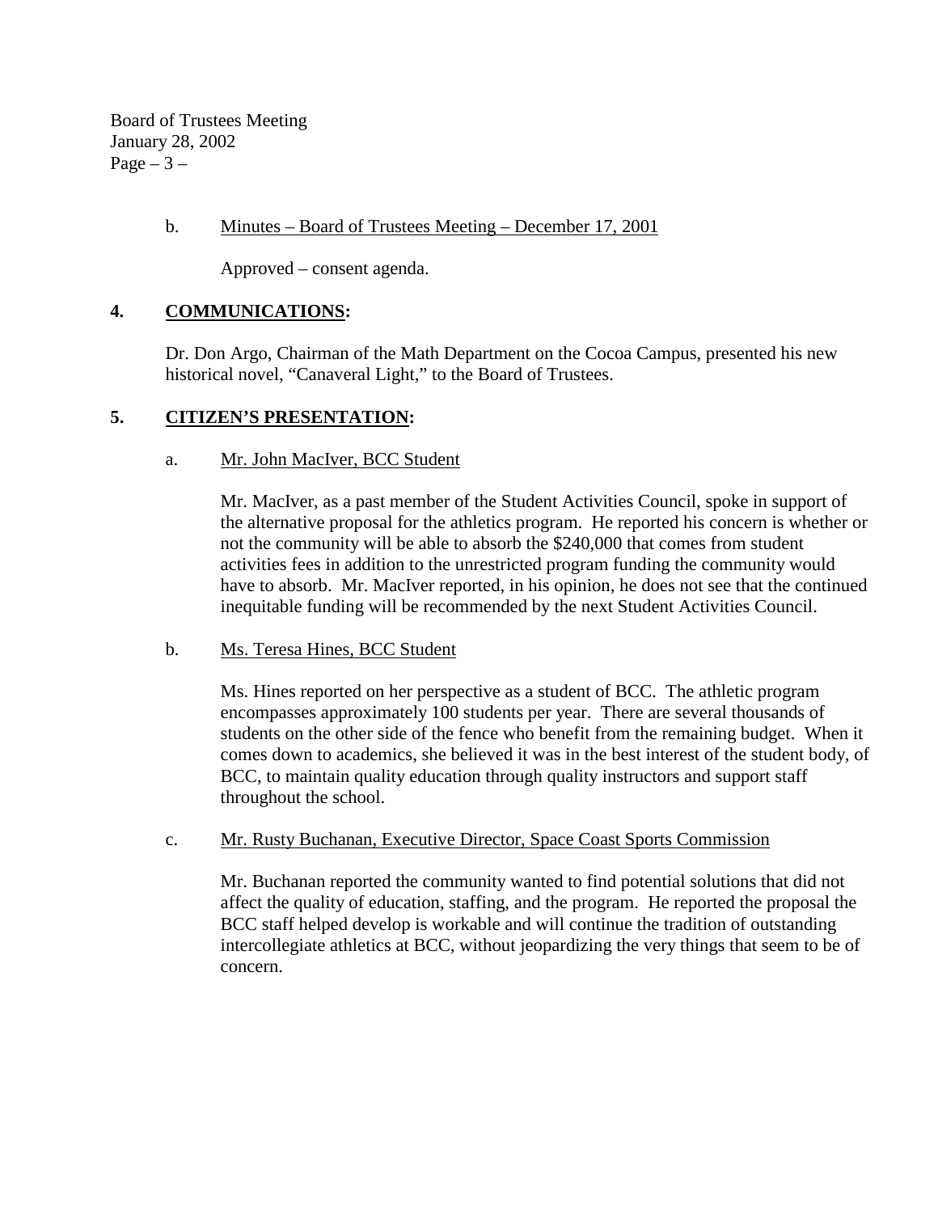b. Minutes – Board of Trustees Meeting – December 17, 2001

Approved – consent agenda.

## 4. **COMMUNICATIONS:**

Dr. Don Argo, Chairman of the Math Department on the Cocoa Campus, presented his new historical novel, "Canaveral Light," to the Board of Trustees.

## 5. **CITIZEN'S PRESENTATION:**

a. Mr. John MacIver, BCC Student

Mr. MacIver, as a past member of the Student Activities Council, spoke in support of the alternative proposal for the athletics program. He reported his concern is whether or not the community will be able to absorb the $240,000 that comes from student activities fees in addition to the unrestricted program funding the community would have to absorb. Mr. MacIver reported, in his opinion, he does not see that the continued inequitable funding will be recommended by the next Student Activities Council.

b. Ms. Teresa Hines, BCC Student

Ms. Hines reported on her perspective as a student of BCC. The athletic program encompasses approximately 100 students per year. There are several thousands of students on the other side of the fence who benefit from the remaining budget. When it comes down to academics, she believed it was in the best interest of the student body, of BCC, to maintain quality education through quality instructors and support staff throughout the school.

c. Mr. Rusty Buchanan, Executive Director, Space Coast Sports Commission

Mr. Buchanan reported the community wanted to find potential solutions that did not affect the quality of education, staffing, and the program. He reported the proposal the BCC staff helped develop is workable and will continue the tradition of outstanding intercollegiate athletics at BCC, without jeopardizing the very things that seem to be of concern.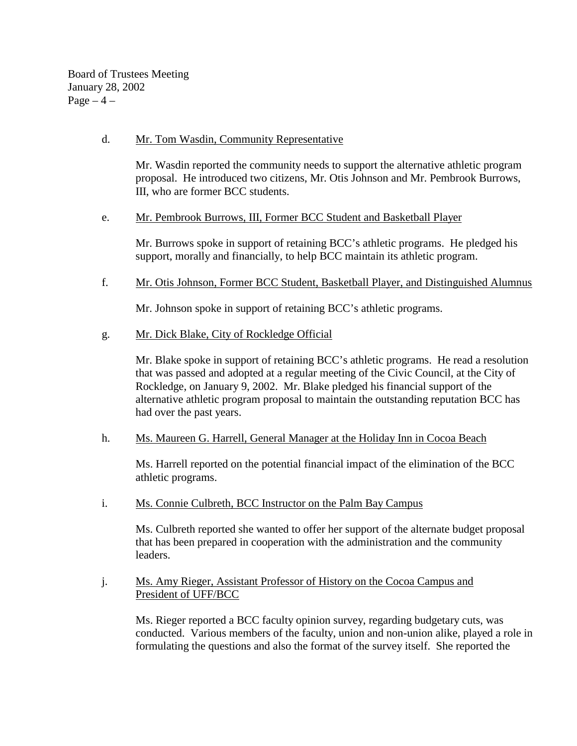d. <u>Mr. Tom Wasdin, Community Representative</u>

Mr. Wasdin reported the community needs to support the alternative athletic program proposal. He introduced two citizens, Mr. Otis Johnson and Mr. Pembrook Burrows, III, who are former BCC students.

e. <u>Mr. Pembrook Burrows, III, Former BCC Student and Basketball Player</u>

Mr. Burrows spoke in support of retaining BCC's athletic programs. He pledged his support, morally and financially, to help BCC maintain its athletic program.

f. <u>Mr. Otis Johnson, Former BCC Student, Basketball Player, and Distinguished Alumnus</u>

Mr. Johnson spoke in support of retaining BCC's athletic programs.

g. <u>Mr. Dick Blake, City of Rockledge Official</u>

Mr. Blake spoke in support of retaining BCC's athletic programs. He read a resolution that was passed and adopted at a regular meeting of the Civic Council, at the City of Rockledge, on January 9, 2002. Mr. Blake pledged his financial support of the alternative athletic program proposal to maintain the outstanding reputation BCC has had over the past years.

h. <u>Ms. Maureen G. Harrell, General Manager at the Holiday Inn in Cocoa Beach</u>

Ms. Harrell reported on the potential financial impact of the elimination of the BCC athletic programs.

i. <u>Ms. Connie Culbreth, BCC Instructor on the Palm Bay Campus</u>

Ms. Culbreth reported she wanted to offer her support of the alternate budget proposal that has been prepared in cooperation with the administration and the community leaders.

j. <u>Ms. Amy Rieger, Assistant Professor of History on the Cocoa Campus and President of UFF/BCC</u>

Ms. Rieger reported a BCC faculty opinion survey, regarding budgetary cuts, was conducted. Various members of the faculty, union and non-union alike, played a role in formulating the questions and also the format of the survey itself. She reported the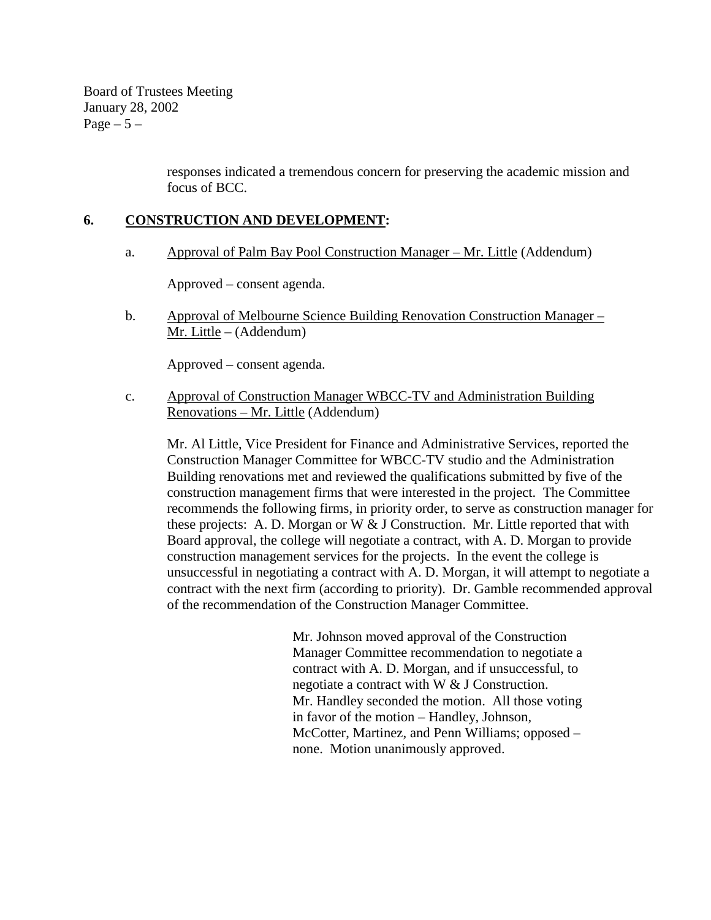responses indicated a tremendous concern for preserving the academic mission and focus of BCC.

## 6. <u>CONSTRUCTION AND DEVELOPMENT</u>:

a. <u>Approval of Palm Bay Pool Construction Manager – Mr. Little</u> (Addendum)

Approved – consent agenda.

b. <u>Approval of Melbourne Science Building Renovation Construction Manager – Mr. Little</u> – (Addendum)

Approved – consent agenda.

c. <u>Approval of Construction Manager WBCC-TV and Administration Building Renovations – Mr. Little</u> (Addendum)

Mr. Al Little, Vice President for Finance and Administrative Services, reported the Construction Manager Committee for WBCC-TV studio and the Administration Building renovations met and reviewed the qualifications submitted by five of the construction management firms that were interested in the project. The Committee recommends the following firms, in priority order, to serve as construction manager for these projects: A. D. Morgan or W & J Construction. Mr. Little reported that with Board approval, the college will negotiate a contract, with A. D. Morgan to provide construction management services for the projects. In the event the college is unsuccessful in negotiating a contract with A. D. Morgan, it will attempt to negotiate a contract with the next firm (according to priority). Dr. Gamble recommended approval of the recommendation of the Construction Manager Committee.

> Mr. Johnson moved approval of the Construction Manager Committee recommendation to negotiate a contract with A. D. Morgan, and if unsuccessful, to negotiate a contract with W & J Construction. Mr. Handley seconded the motion. All those voting in favor of the motion – Handley, Johnson, McCotter, Martinez, and Penn Williams; opposed – none. Motion unanimously approved.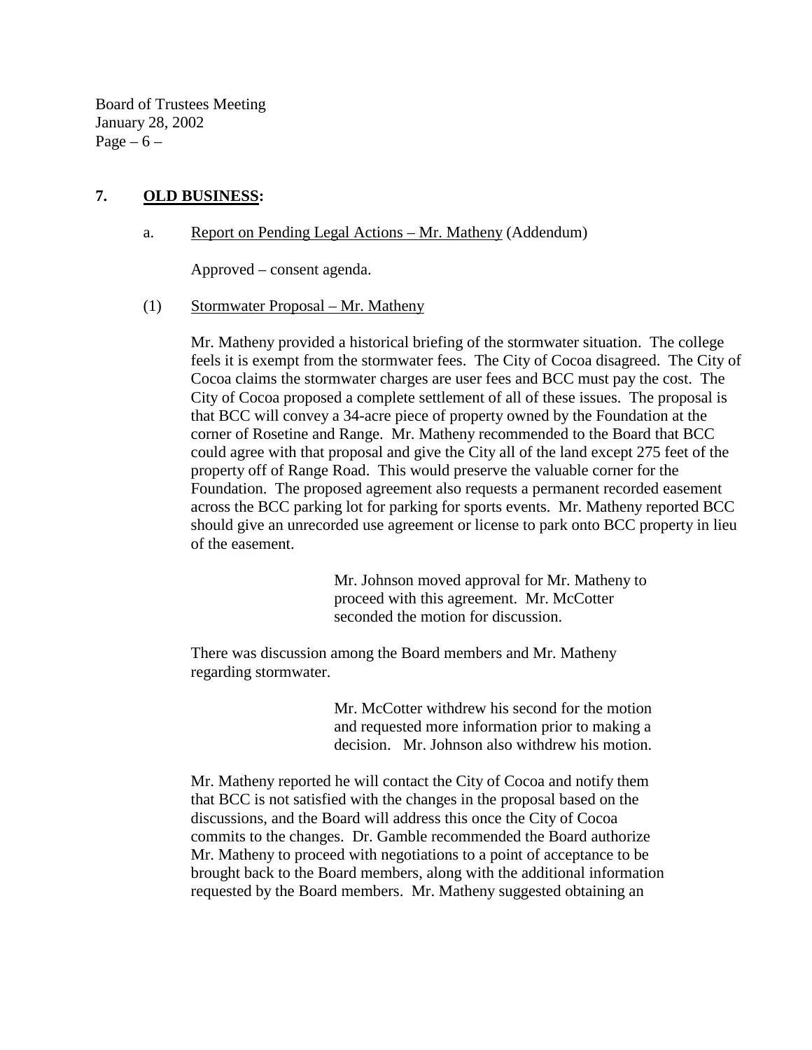## 7. **OLD BUSINESS:**

a. Report on Pending Legal Actions – Mr. Matheny (Addendum)

Approved – consent agenda.

(1) Stormwater Proposal – Mr. Matheny

Mr. Matheny provided a historical briefing of the stormwater situation. The college feels it is exempt from the stormwater fees. The City of Cocoa disagreed. The City of Cocoa claims the stormwater charges are user fees and BCC must pay the cost. The City of Cocoa proposed a complete settlement of all of these issues. The proposal is that BCC will convey a 34-acre piece of property owned by the Foundation at the corner of Rosetine and Range. Mr. Matheny recommended to the Board that BCC could agree with that proposal and give the City all of the land except 275 feet of the property off of Range Road. This would preserve the valuable corner for the Foundation. The proposed agreement also requests a permanent recorded easement across the BCC parking lot for parking for sports events. Mr. Matheny reported BCC should give an unrecorded use agreement or license to park onto BCC property in lieu of the easement.

> Mr. Johnson moved approval for Mr. Matheny to proceed with this agreement. Mr. McCotter seconded the motion for discussion.

There was discussion among the Board members and Mr. Matheny regarding stormwater.

> Mr. McCotter withdrew his second for the motion and requested more information prior to making a decision. Mr. Johnson also withdrew his motion.

Mr. Matheny reported he will contact the City of Cocoa and notify them that BCC is not satisfied with the changes in the proposal based on the discussions, and the Board will address this once the City of Cocoa commits to the changes. Dr. Gamble recommended the Board authorize Mr. Matheny to proceed with negotiations to a point of acceptance to be brought back to the Board members, along with the additional information requested by the Board members. Mr. Matheny suggested obtaining an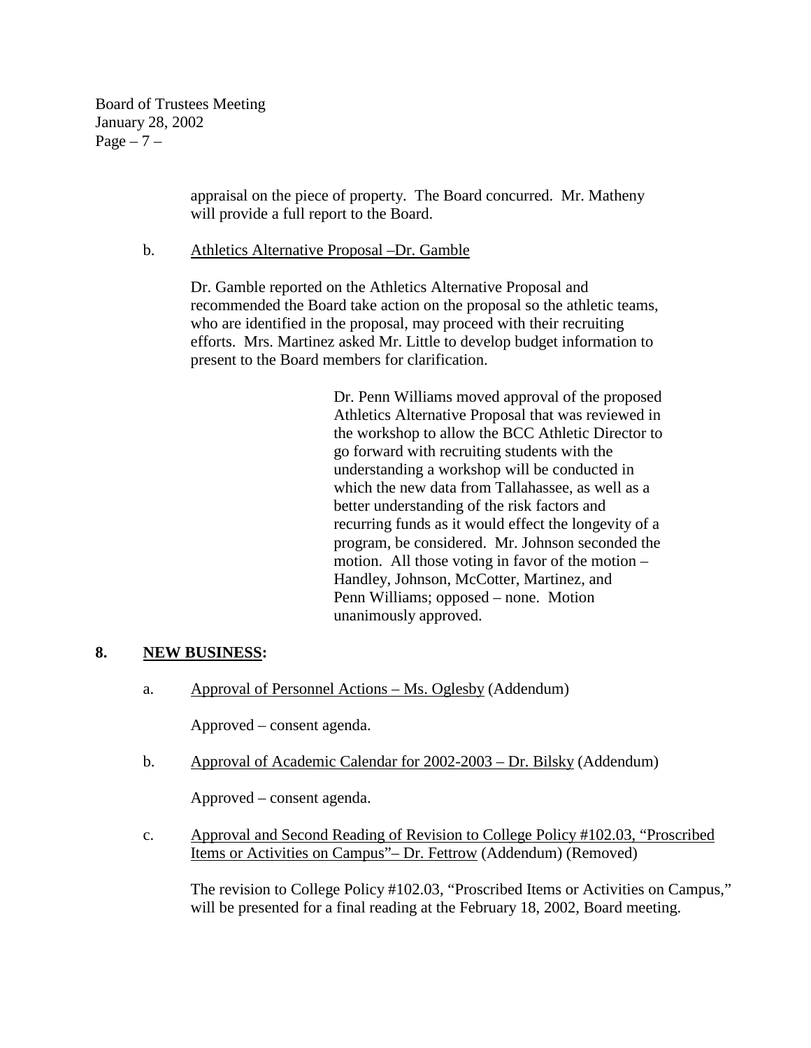appraisal on the piece of property. The Board concurred. Mr. Matheny will provide a full report to the Board.

b. Athletics Alternative Proposal –Dr. Gamble

Dr. Gamble reported on the Athletics Alternative Proposal and recommended the Board take action on the proposal so the athletic teams, who are identified in the proposal, may proceed with their recruiting efforts. Mrs. Martinez asked Mr. Little to develop budget information to present to the Board members for clarification.

> Dr. Penn Williams moved approval of the proposed Athletics Alternative Proposal that was reviewed in the workshop to allow the BCC Athletic Director to go forward with recruiting students with the understanding a workshop will be conducted in which the new data from Tallahassee, as well as a better understanding of the risk factors and recurring funds as it would effect the longevity of a program, be considered. Mr. Johnson seconded the motion. All those voting in favor of the motion – Handley, Johnson, McCotter, Martinez, and Penn Williams; opposed – none. Motion unanimously approved.

**8. NEW BUSINESS:**

a. Approval of Personnel Actions – Ms. Oglesby (Addendum)

Approved – consent agenda.

b. Approval of Academic Calendar for 2002-2003 – Dr. Bilsky (Addendum)

Approved – consent agenda.

c. Approval and Second Reading of Revision to College Policy #102.03, "Proscribed Items or Activities on Campus"– Dr. Fettrow (Addendum) (Removed)

The revision to College Policy #102.03, "Proscribed Items or Activities on Campus," will be presented for a final reading at the February 18, 2002, Board meeting.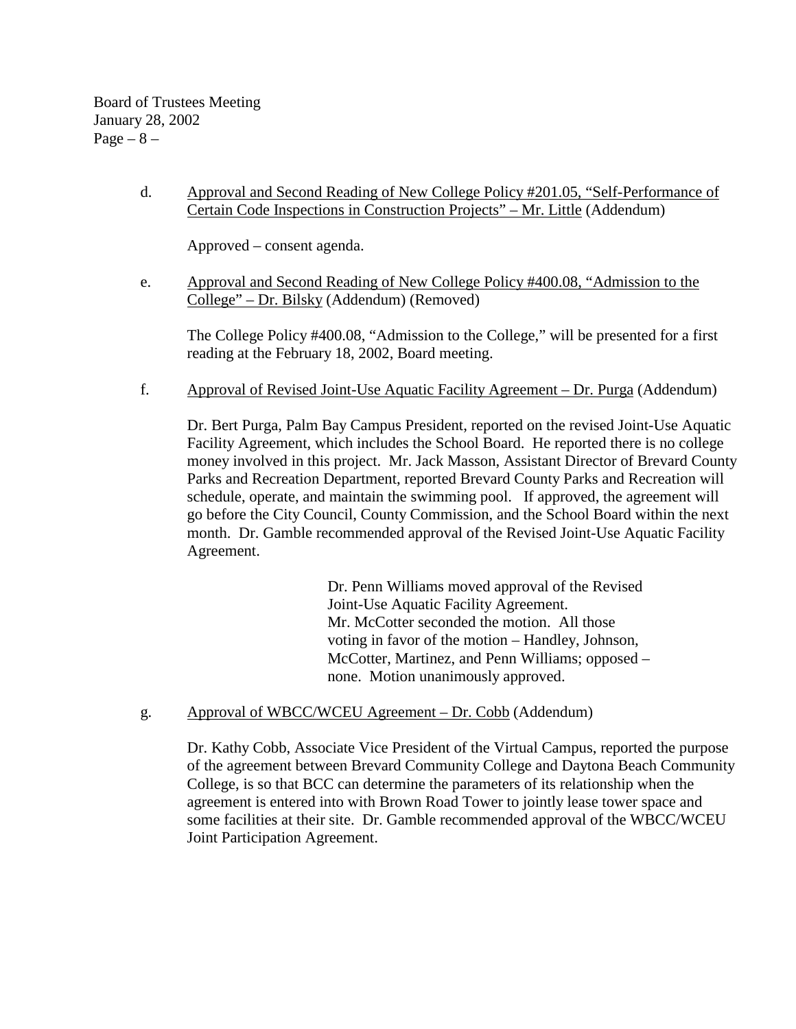d. <u>Approval and Second Reading of New College Policy #201.05, "Self-Performance of Certain Code Inspections in Construction Projects" – Mr. Little</u> (Addendum)

Approved – consent agenda.

e. <u>Approval and Second Reading of New College Policy #400.08, "Admission to the College" – Dr. Bilsky</u> (Addendum) (Removed)

The College Policy #400.08, "Admission to the College," will be presented for a first reading at the February 18, 2002, Board meeting.

f. <u>Approval of Revised Joint-Use Aquatic Facility Agreement – Dr. Purga</u> (Addendum)

Dr. Bert Purga, Palm Bay Campus President, reported on the revised Joint-Use Aquatic Facility Agreement, which includes the School Board. He reported there is no college money involved in this project. Mr. Jack Masson, Assistant Director of Brevard County Parks and Recreation Department, reported Brevard County Parks and Recreation will schedule, operate, and maintain the swimming pool. If approved, the agreement will go before the City Council, County Commission, and the School Board within the next month. Dr. Gamble recommended approval of the Revised Joint-Use Aquatic Facility Agreement.

> Dr. Penn Williams moved approval of the Revised Joint-Use Aquatic Facility Agreement. Mr. McCotter seconded the motion. All those voting in favor of the motion – Handley, Johnson, McCotter, Martinez, and Penn Williams; opposed – none. Motion unanimously approved.

g. <u>Approval of WBCC/WCEU Agreement – Dr. Cobb</u> (Addendum)

Dr. Kathy Cobb, Associate Vice President of the Virtual Campus, reported the purpose of the agreement between Brevard Community College and Daytona Beach Community College, is so that BCC can determine the parameters of its relationship when the agreement is entered into with Brown Road Tower to jointly lease tower space and some facilities at their site. Dr. Gamble recommended approval of the WBCC/WCEU Joint Participation Agreement.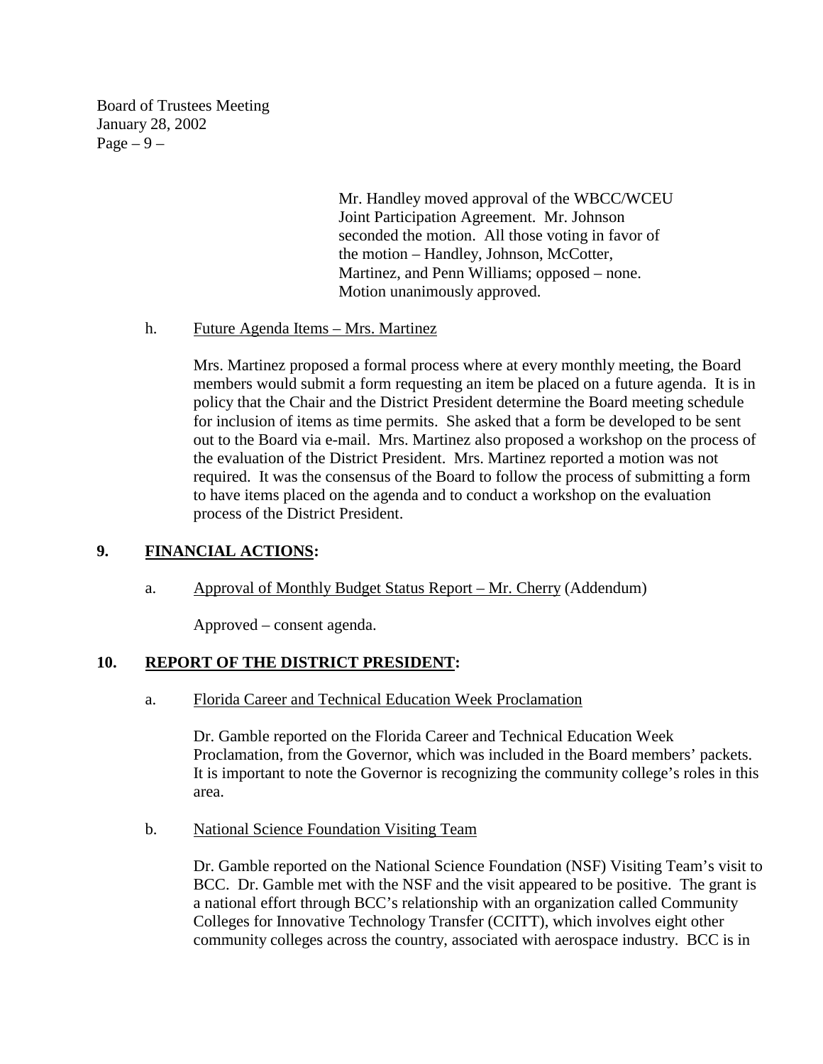Mr. Handley moved approval of the WBCC/WCEU Joint Participation Agreement. Mr. Johnson seconded the motion. All those voting in favor of the motion – Handley, Johnson, McCotter, Martinez, and Penn Williams; opposed – none. Motion unanimously approved.

h. Future Agenda Items – Mrs. Martinez

Mrs. Martinez proposed a formal process where at every monthly meeting, the Board members would submit a form requesting an item be placed on a future agenda. It is in policy that the Chair and the District President determine the Board meeting schedule for inclusion of items as time permits. She asked that a form be developed to be sent out to the Board via e-mail. Mrs. Martinez also proposed a workshop on the process of the evaluation of the District President. Mrs. Martinez reported a motion was not required. It was the consensus of the Board to follow the process of submitting a form to have items placed on the agenda and to conduct a workshop on the evaluation process of the District President.

## 9. FINANCIAL ACTIONS:

a. Approval of Monthly Budget Status Report – Mr. Cherry (Addendum)

Approved – consent agenda.

## 10. REPORT OF THE DISTRICT PRESIDENT:

a. Florida Career and Technical Education Week Proclamation

Dr. Gamble reported on the Florida Career and Technical Education Week Proclamation, from the Governor, which was included in the Board members' packets. It is important to note the Governor is recognizing the community college's roles in this area.

b. National Science Foundation Visiting Team

Dr. Gamble reported on the National Science Foundation (NSF) Visiting Team's visit to BCC. Dr. Gamble met with the NSF and the visit appeared to be positive. The grant is a national effort through BCC's relationship with an organization called Community Colleges for Innovative Technology Transfer (CCITT), which involves eight other community colleges across the country, associated with aerospace industry. BCC is in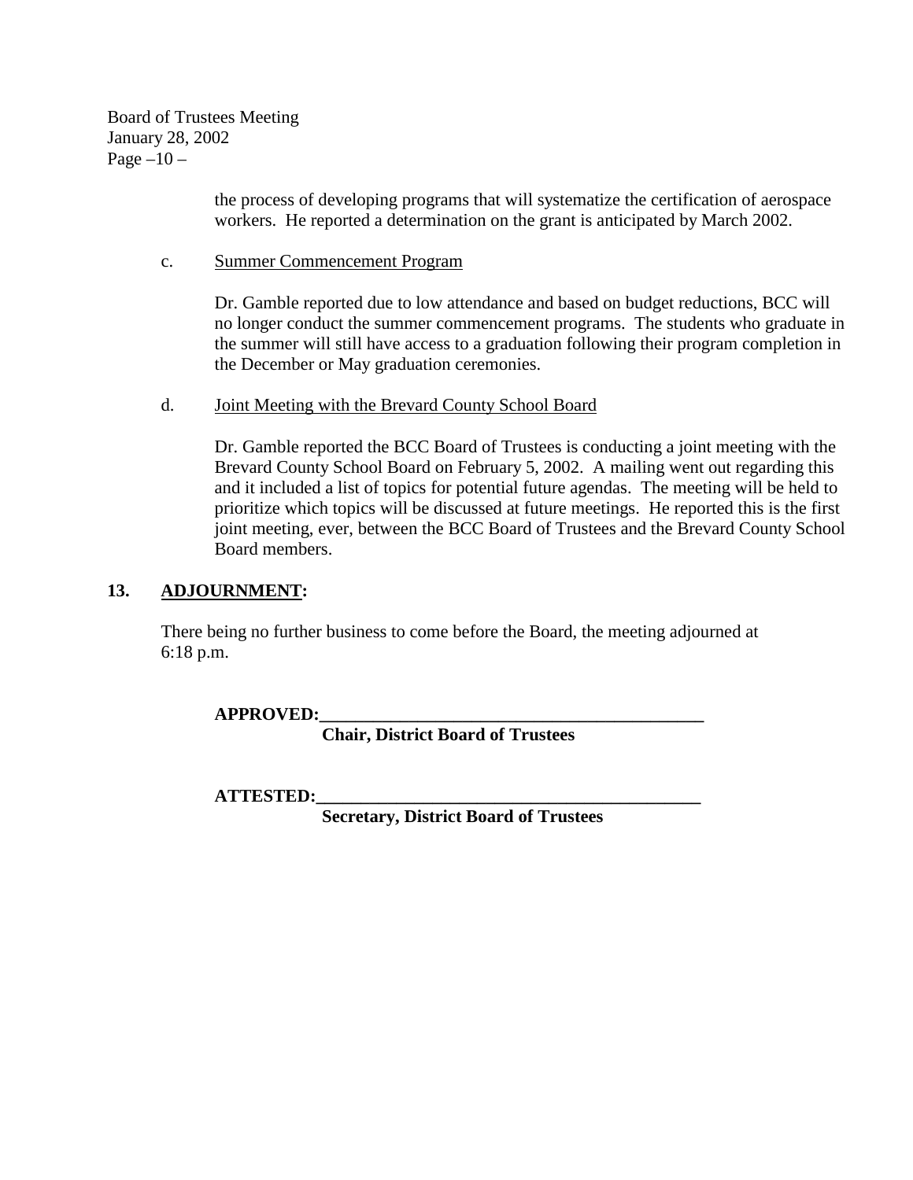the process of developing programs that will systematize the certification of aerospace workers. He reported a determination on the grant is anticipated by March 2002.

c. <u>Summer Commencement Program</u>

Dr. Gamble reported due to low attendance and based on budget reductions, BCC will no longer conduct the summer commencement programs. The students who graduate in the summer will still have access to a graduation following their program completion in the December or May graduation ceremonies.

d. <u>Joint Meeting with the Brevard County School Board</u>

Dr. Gamble reported the BCC Board of Trustees is conducting a joint meeting with the Brevard County School Board on February 5, 2002. A mailing went out regarding this and it included a list of topics for potential future agendas. The meeting will be held to prioritize which topics will be discussed at future meetings. He reported this is the first joint meeting, ever, between the BCC Board of Trustees and the Brevard County School Board members.

**13. ADJOURNMENT:**

There being no further business to come before the Board, the meeting adjourned at 6:18 p.m.

**APPROVED:\_\_\_\_\_\_\_\_\_\_\_\_\_\_\_\_\_\_\_\_\_\_\_\_\_\_\_\_\_\_\_\_\_\_\_\_\_\_\_\_\_\_\_\_**
**Chair, District Board of Trustees**

**ATTESTED:\_\_\_\_\_\_\_\_\_\_\_\_\_\_\_\_\_\_\_\_\_\_\_\_\_\_\_\_\_\_\_\_\_\_\_\_\_\_\_\_\_\_\_\_**
**Secretary, District Board of Trustees**